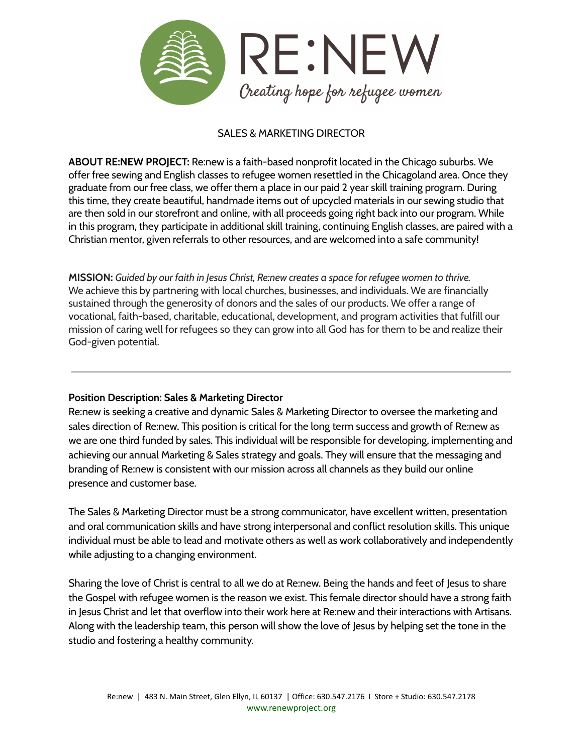# RE:NEW

*Creating hope for refugee women*

## SALES & MARKETING DIRECTOR

**ABOUT RE:NEW PROJECT:** Re:new is a faith-based nonprofit located in the Chicago suburbs. We offer free sewing and English classes to refugee women resettled in the Chicagoland area. Once they graduate from our free class, we offer them a place in our paid 2 year skill training program. During this time, they create beautiful, handmade items out of upcycled materials in our sewing studio that are then sold in our storefront and online, with all proceeds going right back into our program. While in this program, they participate in additional skill training, continuing English classes, are paired with a Christian mentor, given referrals to other resources, and are welcomed into a safe community!

**MISSION:** *Guided by our faith in Jesus Christ, Re:new creates a space for refugee women to thrive.* We achieve this by partnering with local churches, businesses, and individuals. We are financially sustained through the generosity of donors and the sales of our products. We offer a range of vocational, faith-based, charitable, educational, development, and program activities that fulfill our mission of caring well for refugees so they can grow into all God has for them to be and realize their God-given potential.

---

### Position Description: Sales & Marketing Director

Re:new is seeking a creative and dynamic Sales & Marketing Director to oversee the marketing and sales direction of Re:new. This position is critical for the long term success and growth of Re:new as we are one third funded by sales. This individual will be responsible for developing, implementing and achieving our annual Marketing & Sales strategy and goals. They will ensure that the messaging and branding of Re:new is consistent with our mission across all channels as they build our online presence and customer base.

The Sales & Marketing Director must be a strong communicator, have excellent written, presentation and oral communication skills and have strong interpersonal and conflict resolution skills. This unique individual must be able to lead and motivate others as well as work collaboratively and independently while adjusting to a changing environment.

Sharing the love of Christ is central to all we do at Re:new. Being the hands and feet of Jesus to share the Gospel with refugee women is the reason we exist. This female director should have a strong faith in Jesus Christ and let that overflow into their work here at Re:new and their interactions with Artisans. Along with the leadership team, this person will show the love of Jesus by helping set the tone in the studio and fostering a healthy community.

Re:new | 483 N. Main Street, Glen Ellyn, IL 60137 | Office: 630.547.2176 I Store + Studio: 630.547.2178
www.renewproject.org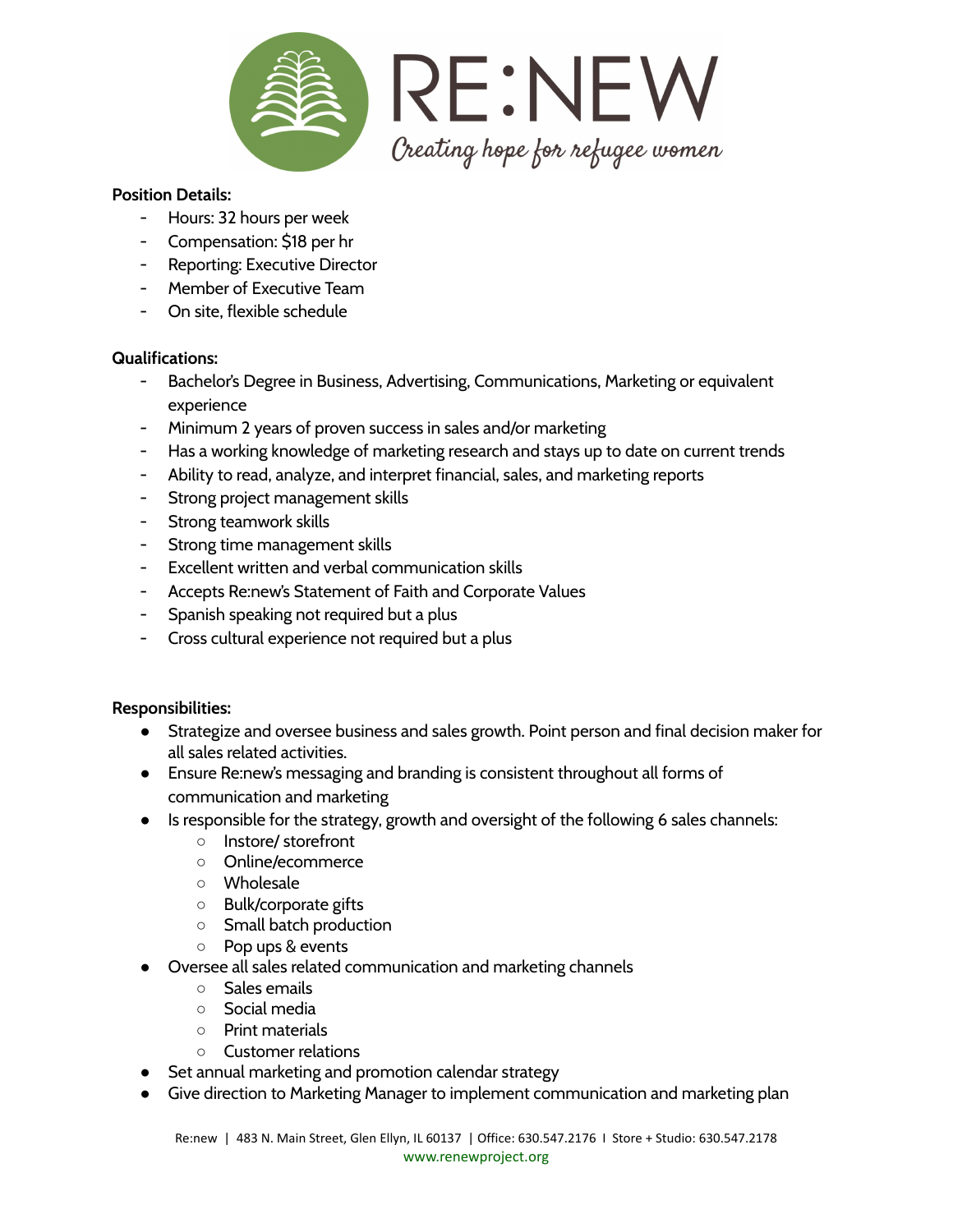**Position Details:**

- Hours: 32 hours per week
- Compensation: $18 per hr
- Reporting: Executive Director
- Member of Executive Team
- On site, flexible schedule

**Qualifications:**

- Bachelor's Degree in Business, Advertising, Communications, Marketing or equivalent experience
- Minimum 2 years of proven success in sales and/or marketing
- Has a working knowledge of marketing research and stays up to date on current trends
- Ability to read, analyze, and interpret financial, sales, and marketing reports
- Strong project management skills
- Strong teamwork skills
- Strong time management skills
- Excellent written and verbal communication skills
- Accepts Re:new's Statement of Faith and Corporate Values
- Spanish speaking not required but a plus
- Cross cultural experience not required but a plus

**Responsibilities:**

- Strategize and oversee business and sales growth. Point person and final decision maker for all sales related activities.
- Ensure Re:new's messaging and branding is consistent throughout all forms of communication and marketing
- Is responsible for the strategy, growth and oversight of the following 6 sales channels:
  - Instore/ storefront
  - Online/ecommerce
  - Wholesale
  - Bulk/corporate gifts
  - Small batch production
  - Pop ups & events
- Oversee all sales related communication and marketing channels
  - Sales emails
  - Social media
  - Print materials
  - Customer relations
- Set annual marketing and promotion calendar strategy
- Give direction to Marketing Manager to implement communication and marketing plan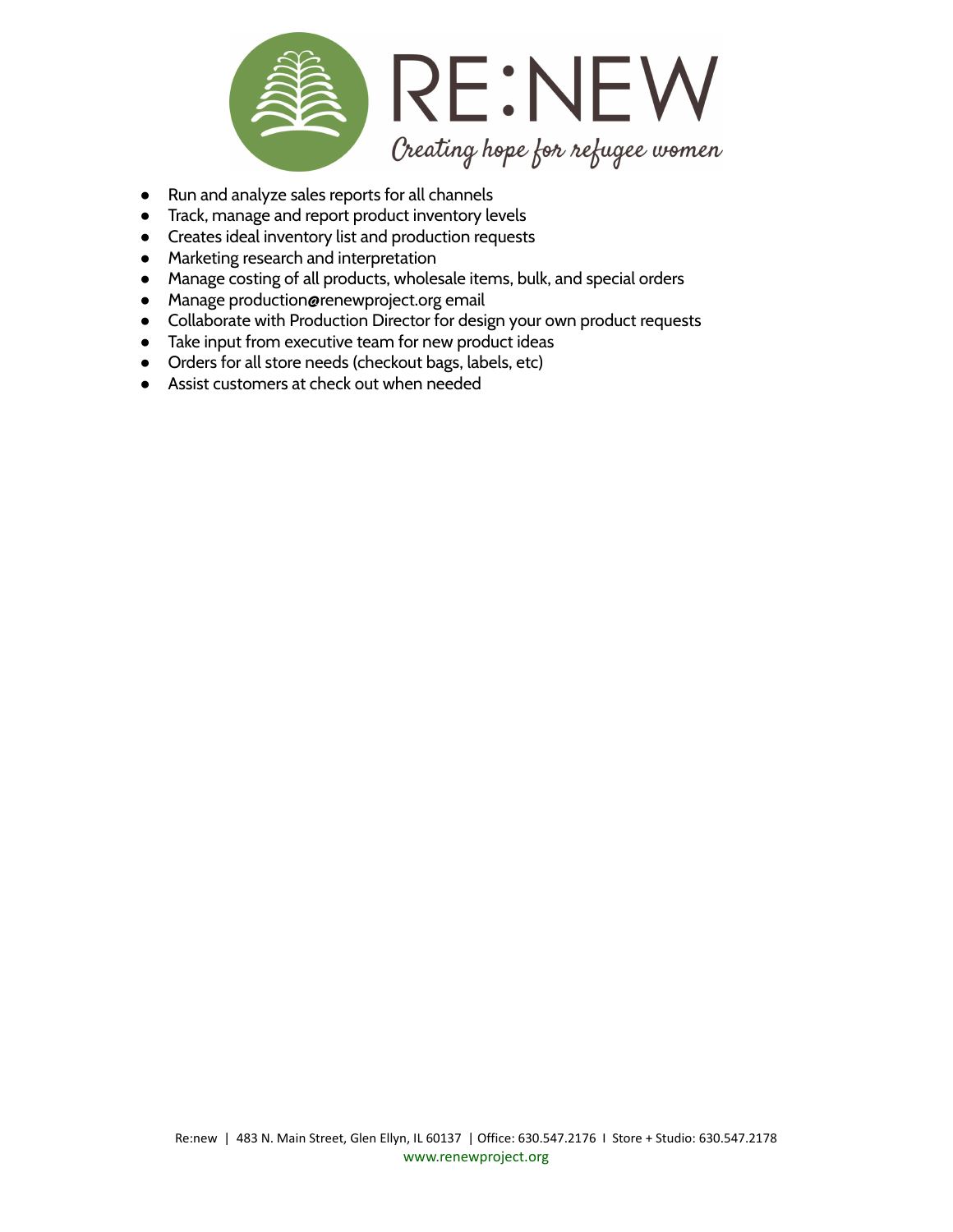- Run and analyze sales reports for all channels
- Track, manage and report product inventory levels
- Creates ideal inventory list and production requests
- Marketing research and interpretation
- Manage costing of all products, wholesale items, bulk, and special orders
- Manage production@renewproject.org email
- Collaborate with Production Director for design your own product requests
- Take input from executive team for new product ideas
- Orders for all store needs (checkout bags, labels, etc)
- Assist customers at check out when needed